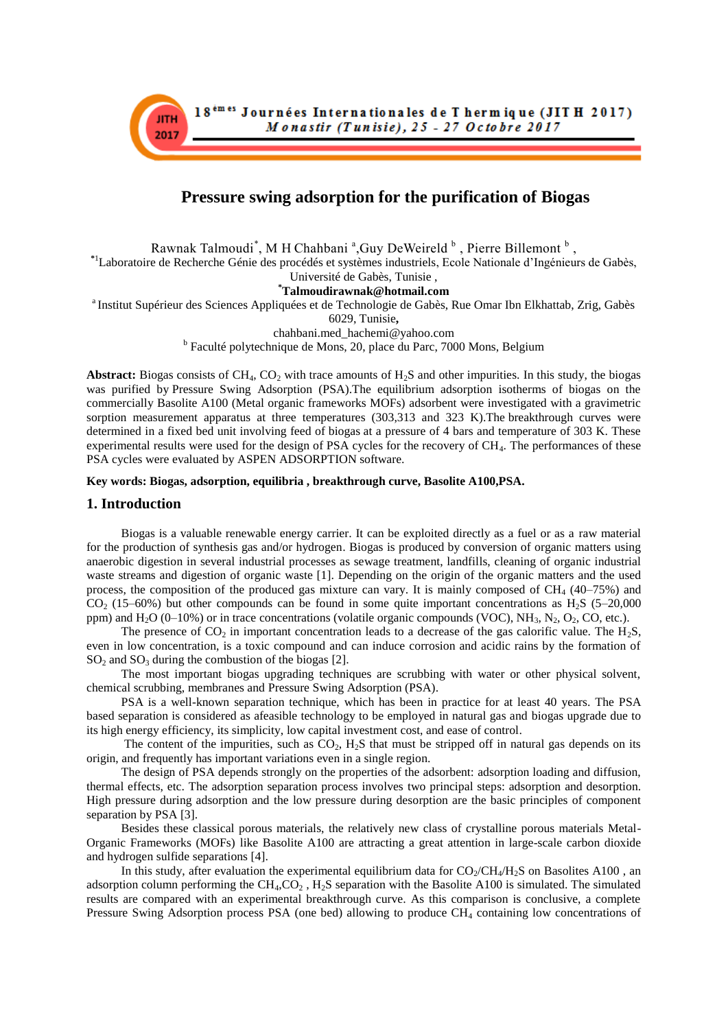# Pressure swing adsorption for the purification of Biogas

Rawnak Talmoudi[*], M H Chahbani [a], Guy DeWeireld [b] , Pierre Billemont [b] ,

[*1]Laboratoire de Recherche Génie des procédés et systèmes industriels, Ecole Nationale d'Ingénieurs de Gabès, Université de Gabès, Tunisie ,

**[*]Talmoudirawnak@hotmail.com**

[a] Institut Supérieur des Sciences Appliquées et de Technologie de Gabès, Rue Omar Ibn Elkhattab, Zrig, Gabès 6029, Tunisie,

chahbani.med_hachemi@yahoo.com

[b] Faculté polytechnique de Mons, 20, place du Parc, 7000 Mons, Belgium

**Abstract:** Biogas consists of $CH_4$, $CO_2$ with trace amounts of $H_2S$ and other impurities. In this study, the biogas was purified by Pressure Swing Adsorption (PSA).The equilibrium adsorption isotherms of biogas on the commercially Basolite A100 (Metal organic frameworks MOFs) adsorbent were investigated with a gravimetric sorption measurement apparatus at three temperatures (303,313 and 323 K).The breakthrough curves were determined in a fixed bed unit involving feed of biogas at a pressure of 4 bars and temperature of 303 K. These experimental results were used for the design of PSA cycles for the recovery of $CH_4$. The performances of these PSA cycles were evaluated by ASPEN ADSORPTION software.

**Key words: Biogas, adsorption, equilibria , breakthrough curve, Basolite A100,PSA.**

## 1. Introduction

Biogas is a valuable renewable energy carrier. It can be exploited directly as a fuel or as a raw material for the production of synthesis gas and/or hydrogen. Biogas is produced by conversion of organic matters using anaerobic digestion in several industrial processes as sewage treatment, landfills, cleaning of organic industrial waste streams and digestion of organic waste [1]. Depending on the origin of the organic matters and the used process, the composition of the produced gas mixture can vary. It is mainly composed of $CH_4$ (40–75%) and $CO_2$ (15–60%) but other compounds can be found in some quite important concentrations as $H_2S$ (5–20,000 ppm) and $H_2O$ (0–10%) or in trace concentrations (volatile organic compounds (VOC), $NH_3$, $N_2$, $O_2$, CO, etc.).

The presence of $CO_2$ in important concentration leads to a decrease of the gas calorific value. The $H_2S$, even in low concentration, is a toxic compound and can induce corrosion and acidic rains by the formation of $SO_2$ and $SO_3$ during the combustion of the biogas [2].

The most important biogas upgrading techniques are scrubbing with water or other physical solvent, chemical scrubbing, membranes and Pressure Swing Adsorption (PSA).

PSA is a well-known separation technique, which has been in practice for at least 40 years. The PSA based separation is considered as afeasible technology to be employed in natural gas and biogas upgrade due to its high energy efficiency, its simplicity, low capital investment cost, and ease of control.

The content of the impurities, such as $CO_2$, $H_2S$ that must be stripped off in natural gas depends on its origin, and frequently has important variations even in a single region.

The design of PSA depends strongly on the properties of the adsorbent: adsorption loading and diffusion, thermal effects, etc. The adsorption separation process involves two principal steps: adsorption and desorption. High pressure during adsorption and the low pressure during desorption are the basic principles of component separation by PSA [3].

Besides these classical porous materials, the relatively new class of crystalline porous materials Metal-Organic Frameworks (MOFs) like Basolite A100 are attracting a great attention in large-scale carbon dioxide and hydrogen sulfide separations [4].

In this study, after evaluation the experimental equilibrium data for $CO_2$/$CH_4$/$H_2S$ on Basolites A100 , an adsorption column performing the $CH_4$,$CO_2$ , $H_2S$ separation with the Basolite A100 is simulated. The simulated results are compared with an experimental breakthrough curve. As this comparison is conclusive, a complete Pressure Swing Adsorption process PSA (one bed) allowing to produce $CH_4$ containing low concentrations of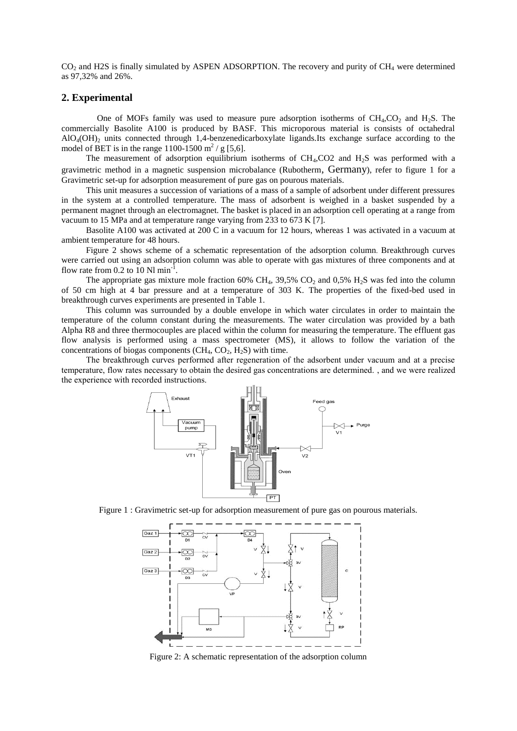$CO_2$ and H2S is finally simulated by ASPEN ADSORPTION. The recovery and purity of $CH_4$ were determined as 97,32% and 26%.

## 2. Experimental

One of MOFs family was used to measure pure adsorption isotherms of $CH_4$,$CO_2$ and $H_2S$. The commercially Basolite A100 is produced by BASF. This microporous material is consists of octahedral $AlO_4(OH)_2$ units connected through 1,4-benzenedicarboxylate ligands.Its exchange surface according to the model of BET is in the range 1100-1500 $m^2$ / g [5,6].

The measurement of adsorption equilibrium isotherms of $CH_4$,CO2 and $H_2S$ was performed with a gravimetric method in a magnetic suspension microbalance (Rubotherm, Germany), refer to figure 1 for a Gravimetric set-up for adsorption measurement of pure gas on pourous materials.

This unit measures a succession of variations of a mass of a sample of adsorbent under different pressures in the system at a controlled temperature. The mass of adsorbent is weighed in a basket suspended by a permanent magnet through an electromagnet. The basket is placed in an adsorption cell operating at a range from vacuum to 15 MPa and at temperature range varying from 233 to 673 K [7].

Basolite A100 was activated at 200 C in a vacuum for 12 hours, whereas 1 was activated in a vacuum at ambient temperature for 48 hours.

Figure 2 shows scheme of a schematic representation of the adsorption column. Breakthrough curves were carried out using an adsorption column was able to operate with gas mixtures of three components and at flow rate from 0.2 to 10 Nl $min^{-1}$.

The appropriate gas mixture mole fraction 60% $CH_4$, 39,5% $CO_2$ and 0,5% $H_2S$ was fed into the column of 50 cm high at 4 bar pressure and at a temperature of 303 K. The properties of the fixed-bed used in breakthrough curves experiments are presented in Table 1.

This column was surrounded by a double envelope in which water circulates in order to maintain the temperature of the column constant during the measurements. The water circulation was provided by a bath Alpha R8 and three thermocouples are placed within the column for measuring the temperature. The effluent gas flow analysis is performed using a mass spectrometer (MS), it allows to follow the variation of the concentrations of biogas components ($CH_4$, $CO_2$, $H_2S$) with time.

The breakthrough curves performed after regeneration of the adsorbent under vacuum and at a precise temperature, flow rates necessary to obtain the desired gas concentrations are determined. , and we were realized the experience with recorded instructions.

Figure 1 : Gravimetric set-up for adsorption measurement of pure gas on pourous materials.

Figure 2: A schematic representation of the adsorption column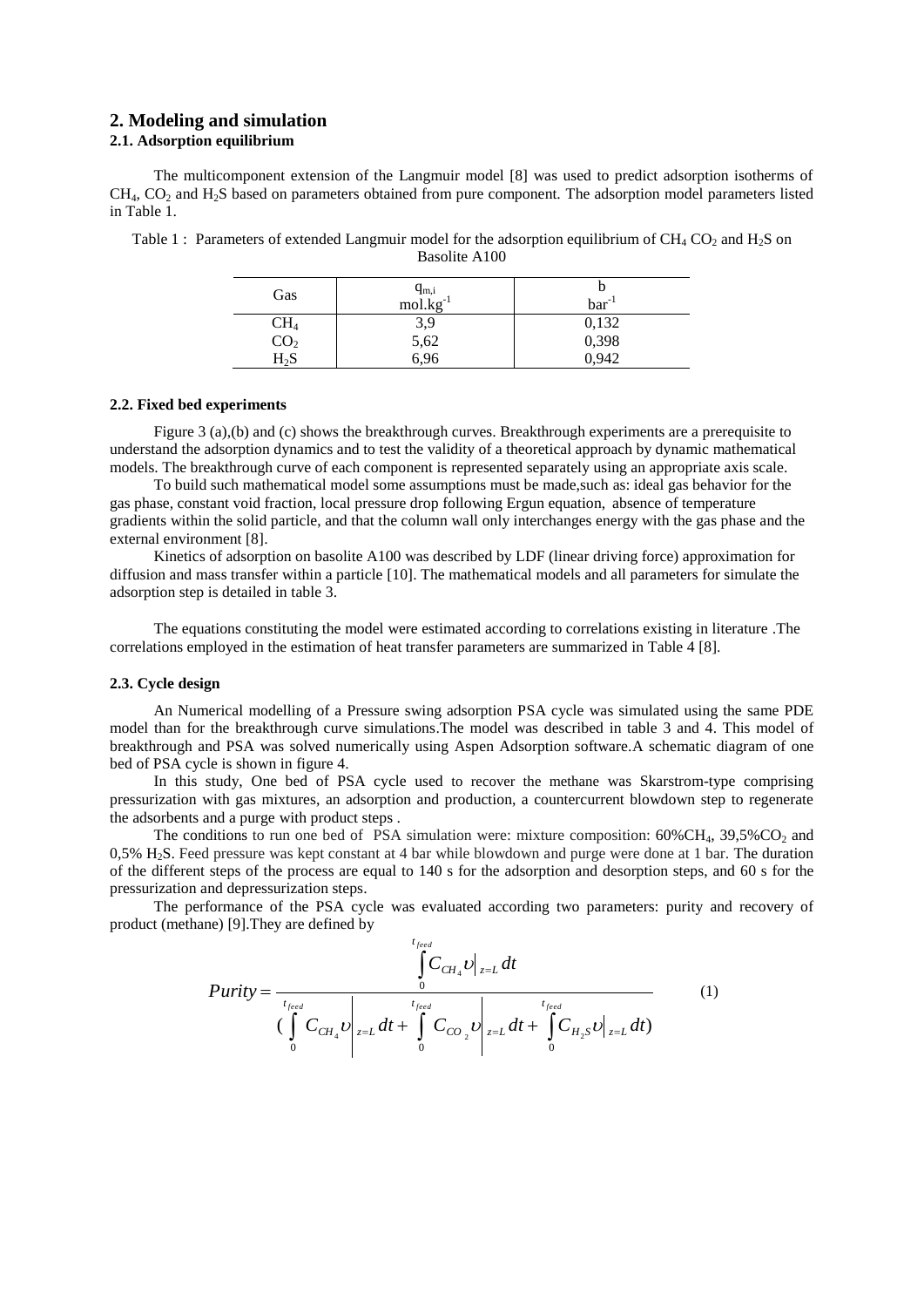## 2. Modeling and simulation

### 2.1. Adsorption equilibrium

The multicomponent extension of the Langmuir model [8] was used to predict adsorption isotherms of $CH_4$, $CO_2$ and $H_2S$ based on parameters obtained from pure component. The adsorption model parameters listed in Table 1.

Table 1 : Parameters of extended Langmuir model for the adsorption equilibrium of $CH_4$ $CO_2$ and $H_2S$ on Basolite A100

| Gas | $q_{m,i}$ mol.kg$^{-1}$ | b bar$^{-1}$ |
|---|---|---|
| $CH_4$ | 3,9 | 0,132 |
| $CO_2$ | 5,62 | 0,398 |
| $H_2S$ | 6,96 | 0,942 |

### 2.2. Fixed bed experiments

Figure 3 (a),(b) and (c) shows the breakthrough curves. Breakthrough experiments are a prerequisite to understand the adsorption dynamics and to test the validity of a theoretical approach by dynamic mathematical models. The breakthrough curve of each component is represented separately using an appropriate axis scale.

To build such mathematical model some assumptions must be made,such as: ideal gas behavior for the gas phase, constant void fraction, local pressure drop following Ergun equation, absence of temperature gradients within the solid particle, and that the column wall only interchanges energy with the gas phase and the external environment [8].

Kinetics of adsorption on basolite A100 was described by LDF (linear driving force) approximation for diffusion and mass transfer within a particle [10]. The mathematical models and all parameters for simulate the adsorption step is detailed in table 3.

The equations constituting the model were estimated according to correlations existing in literature .The correlations employed in the estimation of heat transfer parameters are summarized in Table 4 [8].

### 2.3. Cycle design

An Numerical modelling of a Pressure swing adsorption PSA cycle was simulated using the same PDE model than for the breakthrough curve simulations.The model was described in table 3 and 4. This model of breakthrough and PSA was solved numerically using Aspen Adsorption software.A schematic diagram of one bed of PSA cycle is shown in figure 4.

In this study, One bed of PSA cycle used to recover the methane was Skarstrom-type comprising pressurization with gas mixtures, an adsorption and production, a countercurrent blowdown step to regenerate the adsorbents and a purge with product steps .

The conditions to run one bed of PSA simulation were: mixture composition: 60%$CH_4$, 39,5%$CO_2$ and 0,5% $H_2S$. Feed pressure was kept constant at 4 bar while blowdown and purge were done at 1 bar. The duration of the different steps of the process are equal to 140 s for the adsorption and desorption steps, and 60 s for the pressurization and depressurization steps.

The performance of the PSA cycle was evaluated according two parameters: purity and recovery of product (methane) [9].They are defined by

$$Purity = \frac{\int_0^{t_{feed}} C_{CH_4}\upsilon\big|_{z=L}\,dt}{\left(\int_0^{t_{feed}} C_{CH_4}\upsilon\Big|_{z=L}\,dt + \int_0^{t_{feed}} C_{CO_2}\upsilon\Big|_{z=L}\,dt + \int_0^{t_{feed}} C_{H_2S}\upsilon\big|_{z=L}\,dt\right)} \qquad (1)$$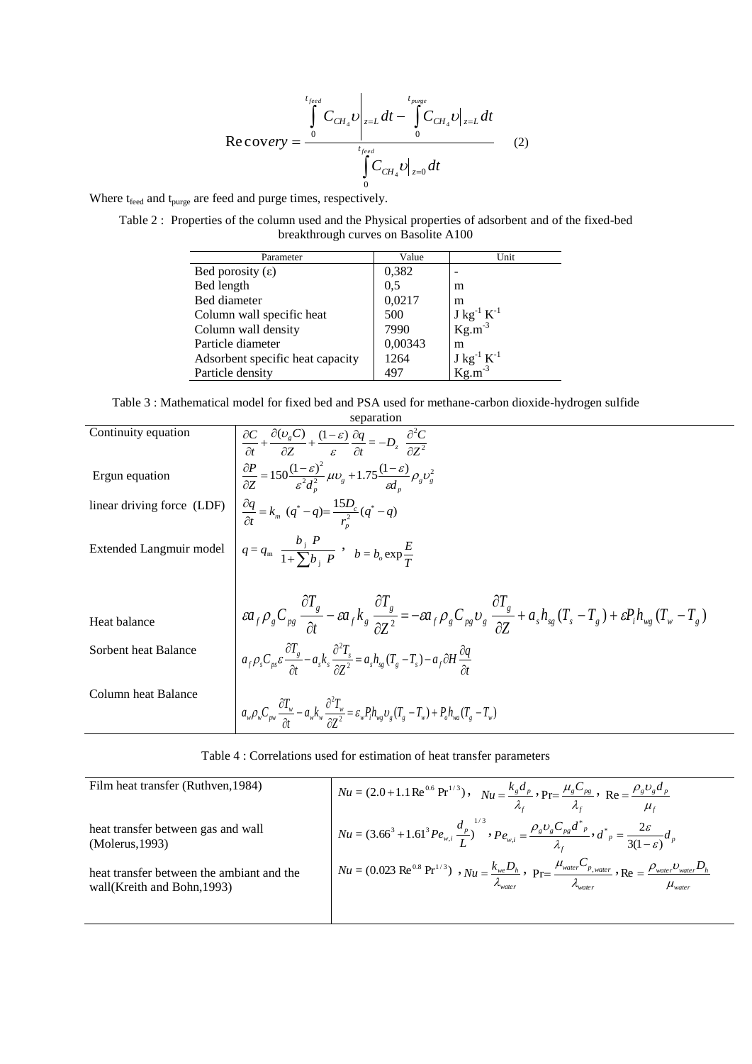$$\mathrm{Recovery} = \frac{\int_0^{t_{feed}} C_{CH_4}\upsilon\Big|_{z=L} dt - \int_0^{t_{purge}} C_{CH_4}\upsilon\Big|_{z=L} dt}{\int_0^{t_{feed}} C_{CH_4}\upsilon\Big|_{z=0} dt} \quad (2)$$

Where $t_{feed}$ and $t_{purge}$ are feed and purge times, respectively.

Table 2 : Properties of the column used and the Physical properties of adsorbent and of the fixed-bed breakthrough curves on Basolite A100

| Parameter | Value | Unit |
|---|---|---|
| Bed porosity (ε) | 0,382 | - |
| Bed length | 0,5 | m |
| Bed diameter | 0,0217 | m |
| Column wall specific heat | 500 | $J\ kg^{-1}\ K^{-1}$ |
| Column wall density | 7990 | $Kg.m^{-3}$ |
| Particle diameter | 0,00343 | m |
| Adsorbent specific heat capacity | 1264 | $J\ kg^{-1}\ K^{-1}$ |
| Particle density | 497 | $Kg.m^{-3}$ |

Table 3 : Mathematical model for fixed bed and PSA used for methane-carbon dioxide-hydrogen sulfide separation

| | |
|---|---|
| Continuity equation | $\frac{\partial C}{\partial t} + \frac{\partial(\upsilon_g C)}{\partial Z} + \frac{(1-\varepsilon)}{\varepsilon}\frac{\partial q}{\partial t} = -D_z\ \frac{\partial^2 C}{\partial Z^2}$ |
| Ergun equation | $\frac{\partial P}{\partial Z} = 150\frac{(1-\varepsilon)^2}{\varepsilon^2 d_p^2}\mu\upsilon_g + 1.75\frac{(1-\varepsilon)}{\varepsilon d_p}\rho_g\upsilon_g^2$ |
| linear driving force (LDF) | $\frac{\partial q}{\partial t} = k_m\ (q^* - q) = \frac{15D_c}{r_p^2}(q^* - q)$ |
| Extended Langmuir model | $q = q_m\ \frac{b_j\ P}{1+\sum b_j\ P}$ , $b = b_o \exp\frac{E}{T}$ |
| Heat balance | $\varepsilon a_f \rho_g C_{pg}\ \frac{\partial T_g}{\partial t} - \varepsilon a_f k_g\ \frac{\partial T_g}{\partial Z^2} = -\varepsilon a_f \rho_g C_{pg}\upsilon_g\ \frac{\partial T_g}{\partial Z} + a_s h_{sg}(T_s - T_g) + \varepsilon P_i h_{wg}(T_w - T_g)$ |
| Sorbent heat Balance | $a_f \rho_s C_{ps}\varepsilon\frac{\partial T_g}{\partial t} - a_s k_s\frac{\partial^2 T_s}{\partial Z^2} = a_s h_{sg}(T_g - T_s) - a_f \partial H\frac{\partial q}{\partial t}$ |
| Column heat Balance | $a_w \rho_w C_{pw}\frac{\partial T_w}{\partial t} - a_w k_w\frac{\partial^2 T_w}{\partial Z^2} = \varepsilon_w P_i h_{wg}\upsilon_g(T_g - T_w) + P_o h_{wa}(T_g - T_w)$ |

Table 4 : Correlations used for estimation of heat transfer parameters

| | |
|---|---|
| Film heat transfer (Ruthven,1984) | $Nu = (2.0 + 1.1\,\mathrm{Re}^{0.6}\,\mathrm{Pr}^{1/3})$ , $Nu = \frac{k_g d_p}{\lambda_f}$ , $\mathrm{Pr} = \frac{\mu_g C_{pg}}{\lambda_f}$ , $\mathrm{Re} = \frac{\rho_g \upsilon_g d_p}{\mu_f}$ |
| heat transfer between gas and wall (Molerus,1993) | $Nu = (3.66^3 + 1.61^3 Pe_{w,i}\frac{d_p}{L})^{1/3}$ , $Pe_{w,i} = \frac{\rho_g \upsilon_g C_{pg} d^*_p}{\lambda_f}$ , $d^*_p = \frac{2\varepsilon}{3(1-\varepsilon)}d_p$ |
| heat transfer between the ambiant and the wall(Kreith and Bohn,1993) | $Nu = (0.023\,\mathrm{Re}^{0.8}\,\mathrm{Pr}^{1/3})$ , $Nu = \frac{k_{we} D_h}{\lambda_{water}}$ , $\mathrm{Pr} = \frac{\mu_{water} C_{p,water}}{\lambda_{water}}$ , $\mathrm{Re} = \frac{\rho_{water}\upsilon_{water} D_h}{\mu_{water}}$ |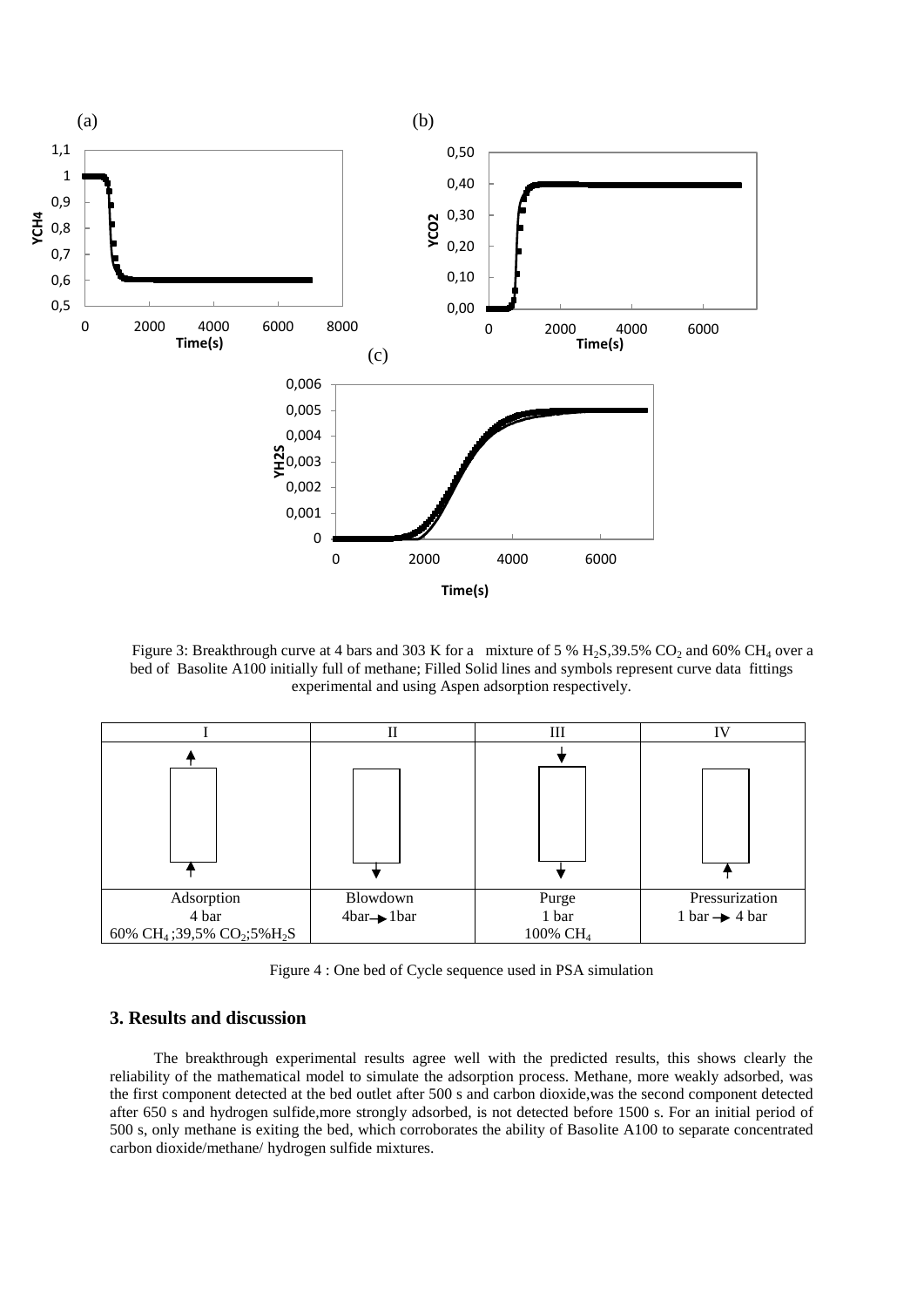(a)

(b)

(c)

Figure 3: Breakthrough curve at 4 bars and 303 K for a mixture of 5 % $H_2S$,39.5% $CO_2$ and 60% $CH_4$ over a bed of Basolite A100 initially full of methane; Filled Solid lines and symbols represent curve data fittings experimental and using Aspen adsorption respectively.

| I | II | III | IV |
|---|---|---|---|
| Adsorption<br>4 bar<br>60% $CH_4$;39,5% $CO_2$;5%$H_2S$ | Blowdown<br>4bar → 1bar | Purge<br>1 bar<br>100% $CH_4$ | Pressurization<br>1 bar → 4 bar |

Figure 4 : One bed of Cycle sequence used in PSA simulation

## 3. Results and discussion

The breakthrough experimental results agree well with the predicted results, this shows clearly the reliability of the mathematical model to simulate the adsorption process. Methane, more weakly adsorbed, was the first component detected at the bed outlet after 500 s and carbon dioxide,was the second component detected after 650 s and hydrogen sulfide,more strongly adsorbed, is not detected before 1500 s. For an initial period of 500 s, only methane is exiting the bed, which corroborates the ability of Basolite A100 to separate concentrated carbon dioxide/methane/ hydrogen sulfide mixtures.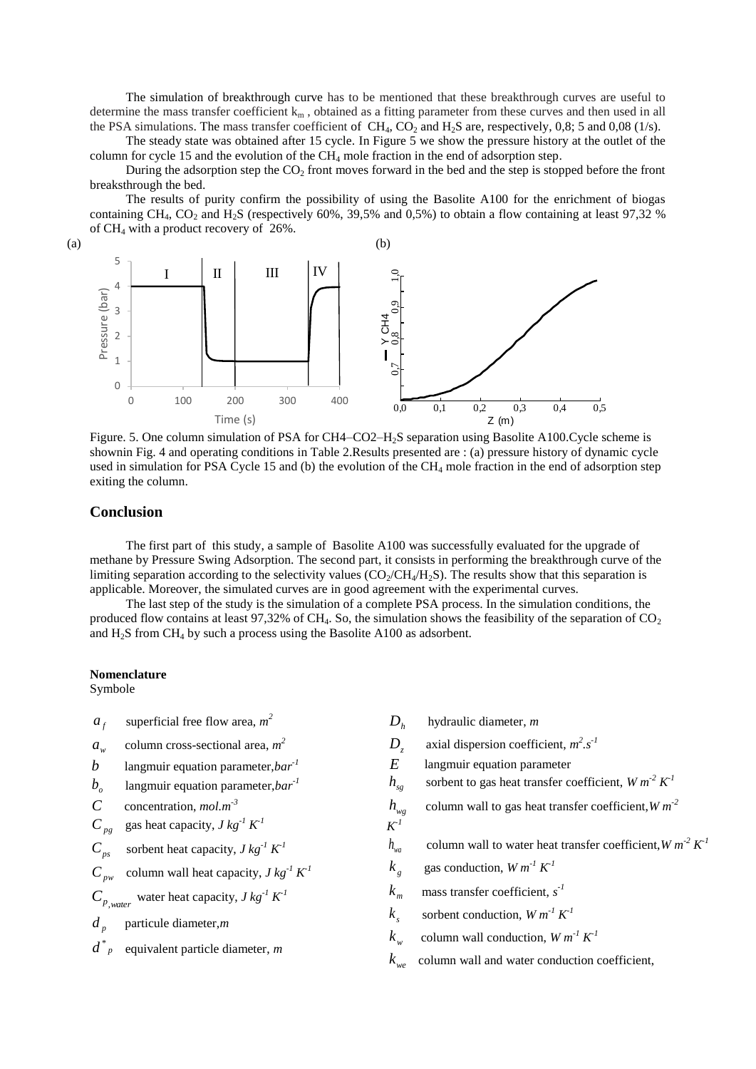The simulation of breakthrough curve has to be mentioned that these breakthrough curves are useful to determine the mass transfer coefficient $k_m$ , obtained as a fitting parameter from these curves and then used in all the PSA simulations. The mass transfer coefficient of $CH_4$, $CO_2$ and $H_2S$ are, respectively, 0,8; 5 and 0,08 (1/s).

The steady state was obtained after 15 cycle. In Figure 5 we show the pressure history at the outlet of the column for cycle 15 and the evolution of the $CH_4$ mole fraction in the end of adsorption step.

During the adsorption step the $CO_2$ front moves forward in the bed and the step is stopped before the front breaksthrough the bed.

The results of purity confirm the possibility of using the Basolite A100 for the enrichment of biogas containing $CH_4$, $CO_2$ and $H_2S$ (respectively 60%, 39,5% and 0,5%) to obtain a flow containing at least 97,32 % of $CH_4$ with a product recovery of 26%.

Figure. 5. One column simulation of PSA for CH4–CO2–$H_2S$ separation using Basolite A100.Cycle scheme is shownin Fig. 4 and operating conditions in Table 2.Results presented are : (a) pressure history of dynamic cycle used in simulation for PSA Cycle 15 and (b) the evolution of the $CH_4$ mole fraction in the end of adsorption step exiting the column.

## Conclusion

The first part of this study, a sample of Basolite A100 was successfully evaluated for the upgrade of methane by Pressure Swing Adsorption. The second part, it consists in performing the breakthrough curve of the limiting separation according to the selectivity values ($CO_2/CH_4/H_2S$). The results show that this separation is applicable. Moreover, the simulated curves are in good agreement with the experimental curves.

The last step of the study is the simulation of a complete PSA process. In the simulation conditions, the produced flow contains at least 97,32% of $CH_4$. So, the simulation shows the feasibility of the separation of $CO_2$ and $H_2S$ from $CH_4$ by such a process using the Basolite A100 as adsorbent.

**Nomenclature**

Symbole

- $a_f$ superficial free flow area, $m^2$
- $a_w$ column cross-sectional area, $m^2$
- $b$ langmuir equation parameter, $bar^{-1}$
- $b_o$ langmuir equation parameter, $bar^{-1}$
- $C$ concentration, $mol.m^{-3}$
- $C_{pg}$ gas heat capacity, $J\,kg^{-1}\,K^{-1}$
- $C_{ps}$ sorbent heat capacity, $J\,kg^{-1}\,K^{-1}$
- $C_{pw}$ column wall heat capacity, $J\,kg^{-1}\,K^{-1}$
- $C_{p,water}$ water heat capacity, $J\,kg^{-1}\,K^{-1}$
- $d_p$ particule diameter, $m$
- $d^*_p$ equivalent particle diameter, $m$
- $D_h$ hydraulic diameter, $m$
- $D_z$ axial dispersion coefficient, $m^2.s^{-1}$
- $E$ langmuir equation parameter
- $h_{sg}$ sorbent to gas heat transfer coefficient, $W\,m^{-2}\,K^{-1}$
- $h_{wg}$ column wall to gas heat transfer coefficient, $W\,m^{-2}\,K^{-1}$
- $h_{wa}$ column wall to water heat transfer coefficient, $W\,m^{-2}\,K^{-1}$
- $k_g$ gas conduction, $W\,m^{-1}\,K^{-1}$
- $k_m$ mass transfer coefficient, $s^{-1}$
- $k_s$ sorbent conduction, $W\,m^{-1}\,K^{-1}$
- $k_w$ column wall conduction, $W\,m^{-1}\,K^{-1}$
- $k_{we}$ column wall and water conduction coefficient,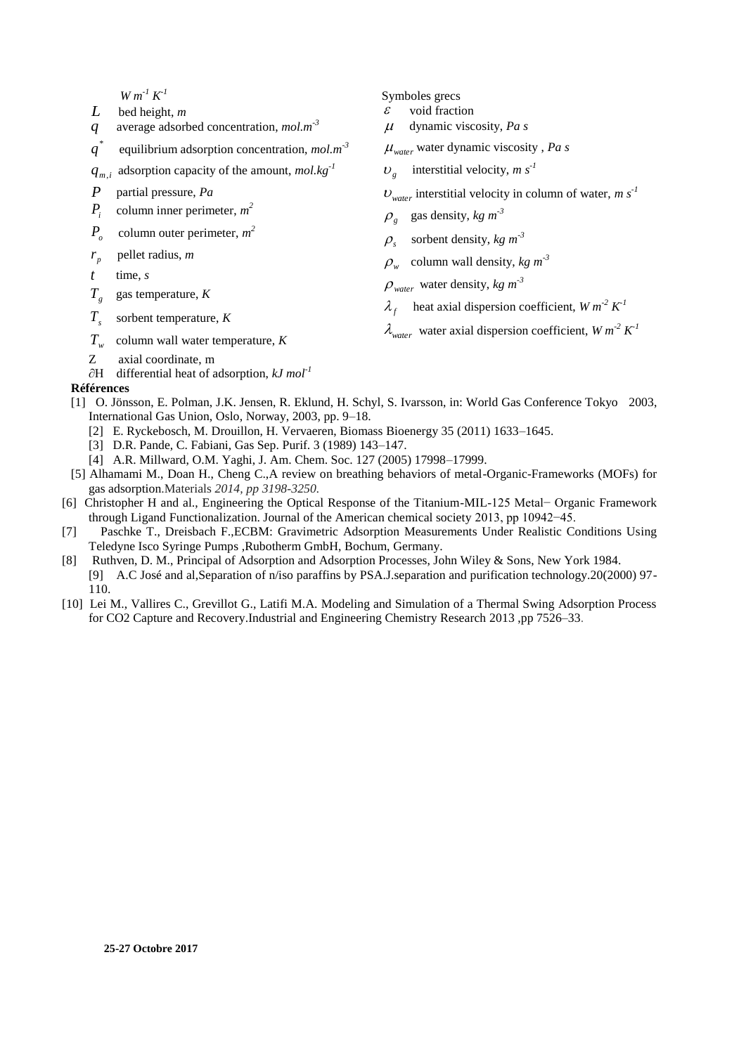$W\ m^{-1}\ K^{-1}$

$L$ bed height, *m*

$q$ average adsorbed concentration, *mol.m*$^{-3}$

$q^*$ equilibrium adsorption concentration, *mol.m*$^{-3}$

$q_{m,i}$ adsorption capacity of the amount, *mol.kg*$^{-1}$

$P$ partial pressure, *Pa*

$P_i$ column inner perimeter, *m*$^2$

$P_o$ column outer perimeter, *m*$^2$

$r_p$ pellet radius, *m*

$t$ time, *s*

$T_g$ gas temperature, *K*

$T_s$ sorbent temperature, *K*

$T_w$ column wall water temperature, *K*

Z axial coordinate, m

$\partial$H differential heat of adsorption, *kJ mol*$^{-1}$

Symboles grecs

$\varepsilon$ void fraction

$\mu$ dynamic viscosity, *Pa s*

$\mu_{water}$ water dynamic viscosity , *Pa s*

$\upsilon_g$ interstitial velocity, *m s*$^{-1}$

$\upsilon_{water}$ interstitial velocity in column of water, *m s*$^{-1}$

$\rho_g$ gas density, *kg m*$^{-3}$

$\rho_s$ sorbent density, *kg m*$^{-3}$

$\rho_w$ column wall density, *kg m*$^{-3}$

$\rho_{water}$ water density, *kg m*$^{-3}$

$\lambda_f$ heat axial dispersion coefficient, *W m*$^{-2}$ *K*$^{-1}$

$\lambda_{water}$ water axial dispersion coefficient, *W m*$^{-2}$ *K*$^{-1}$

**Références**

[1] O. Jönsson, E. Polman, J.K. Jensen, R. Eklund, H. Schyl, S. Ivarsson, in: World Gas Conference Tokyo 2003, International Gas Union, Oslo, Norway, 2003, pp. 9–18.

[2] E. Ryckebosch, M. Drouillon, H. Vervaeren, Biomass Bioenergy 35 (2011) 1633–1645.

[3] D.R. Pande, C. Fabiani, Gas Sep. Purif. 3 (1989) 143–147.

[4] A.R. Millward, O.M. Yaghi, J. Am. Chem. Soc. 127 (2005) 17998–17999.

[5] Alhamami M., Doan H., Cheng C.,A review on breathing behaviors of metal-Organic-Frameworks (MOFs) for gas adsorption.Materials *2014, pp 3198-3250.*

[6] Christopher H and al., Engineering the Optical Response of the Titanium-MIL-125 Metal− Organic Framework through Ligand Functionalization. Journal of the American chemical society 2013, pp 10942−45.

[7] Paschke T., Dreisbach F.,ECBM: Gravimetric Adsorption Measurements Under Realistic Conditions Using Teledyne Isco Syringe Pumps ,Rubotherm GmbH, Bochum, Germany.

[8] Ruthven, D. M., Principal of Adsorption and Adsorption Processes, John Wiley & Sons, New York 1984.

[9] A.C José and al,Separation of n/iso paraffins by PSA.J.separation and purification technology.20(2000) 97-110.

[10] Lei M., Vallires C., Grevillot G., Latifi M.A. Modeling and Simulation of a Thermal Swing Adsorption Process for CO2 Capture and Recovery.Industrial and Engineering Chemistry Research 2013 ,pp 7526–33.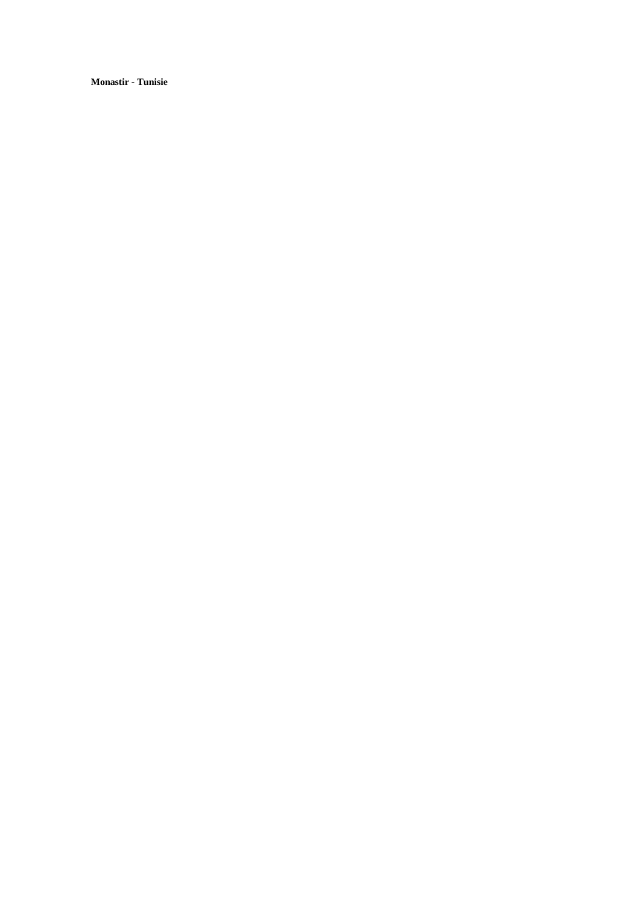**Monastir - Tunisie**